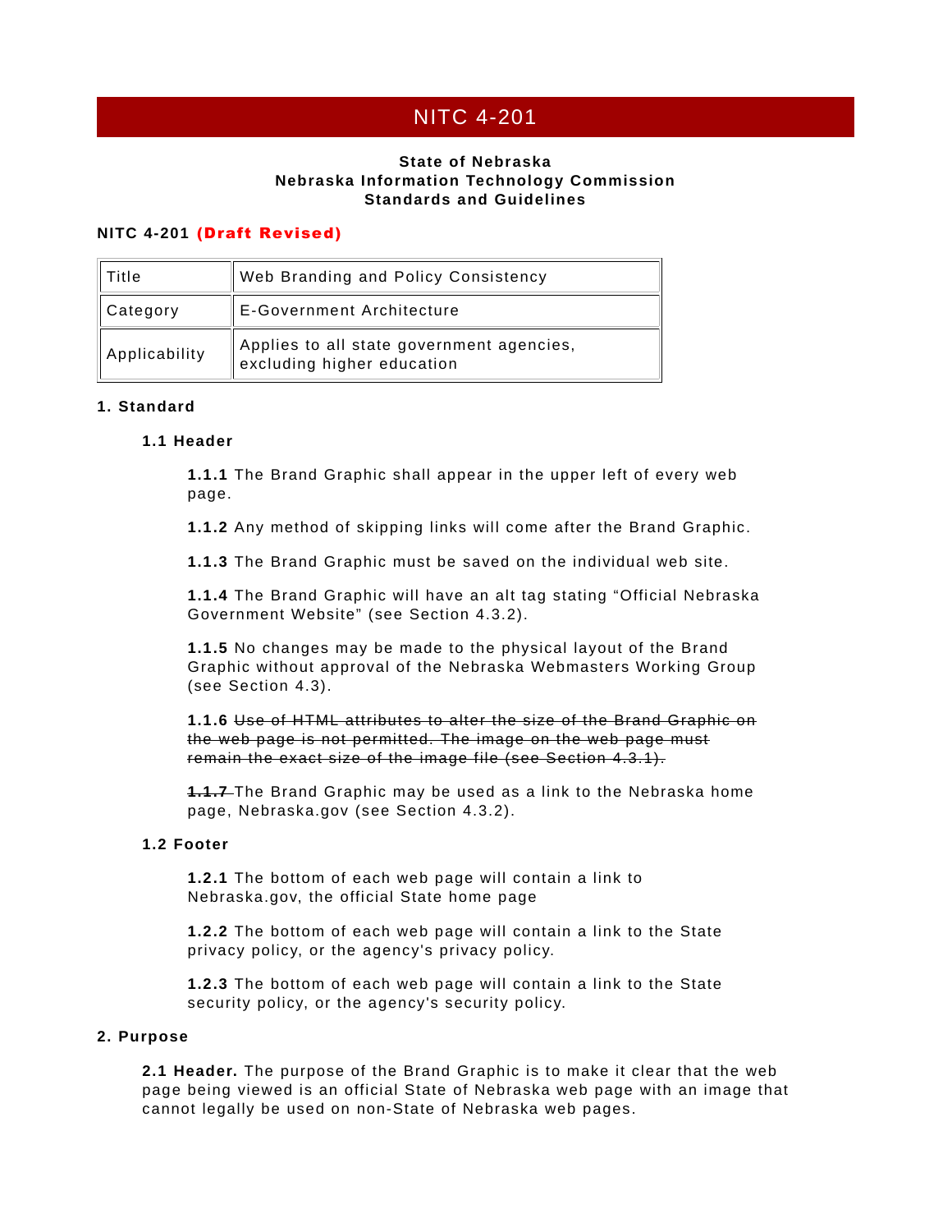# NITC 4-201

**State of Nebraska**
**Nebraska Information Technology Commission**
**Standards and Guidelines**

**NITC 4-201 (Draft Revised)**

| Title | Web Branding and Policy Consistency |
|---|---|
| Category | E-Government Architecture |
| Applicability | Applies to all state government agencies, excluding higher education |

## 1. Standard

### 1.1 Header

**1.1.1** The Brand Graphic shall appear in the upper left of every web page.

**1.1.2** Any method of skipping links will come after the Brand Graphic.

**1.1.3** The Brand Graphic must be saved on the individual web site.

**1.1.4** The Brand Graphic will have an alt tag stating "Official Nebraska Government Website" (see Section 4.3.2).

**1.1.5** No changes may be made to the physical layout of the Brand Graphic without approval of the Nebraska Webmasters Working Group (see Section 4.3).

**1.1.6** ~~Use of HTML attributes to alter the size of the Brand Graphic on the web page is not permitted. The image on the web page must remain the exact size of the image file (see Section 4.3.1).~~

~~**1.1.7**~~ The Brand Graphic may be used as a link to the Nebraska home page, Nebraska.gov (see Section 4.3.2).

### 1.2 Footer

**1.2.1** The bottom of each web page will contain a link to Nebraska.gov, the official State home page

**1.2.2** The bottom of each web page will contain a link to the State privacy policy, or the agency's privacy policy.

**1.2.3** The bottom of each web page will contain a link to the State security policy, or the agency's security policy.

## 2. Purpose

**2.1 Header.** The purpose of the Brand Graphic is to make it clear that the web page being viewed is an official State of Nebraska web page with an image that cannot legally be used on non-State of Nebraska web pages.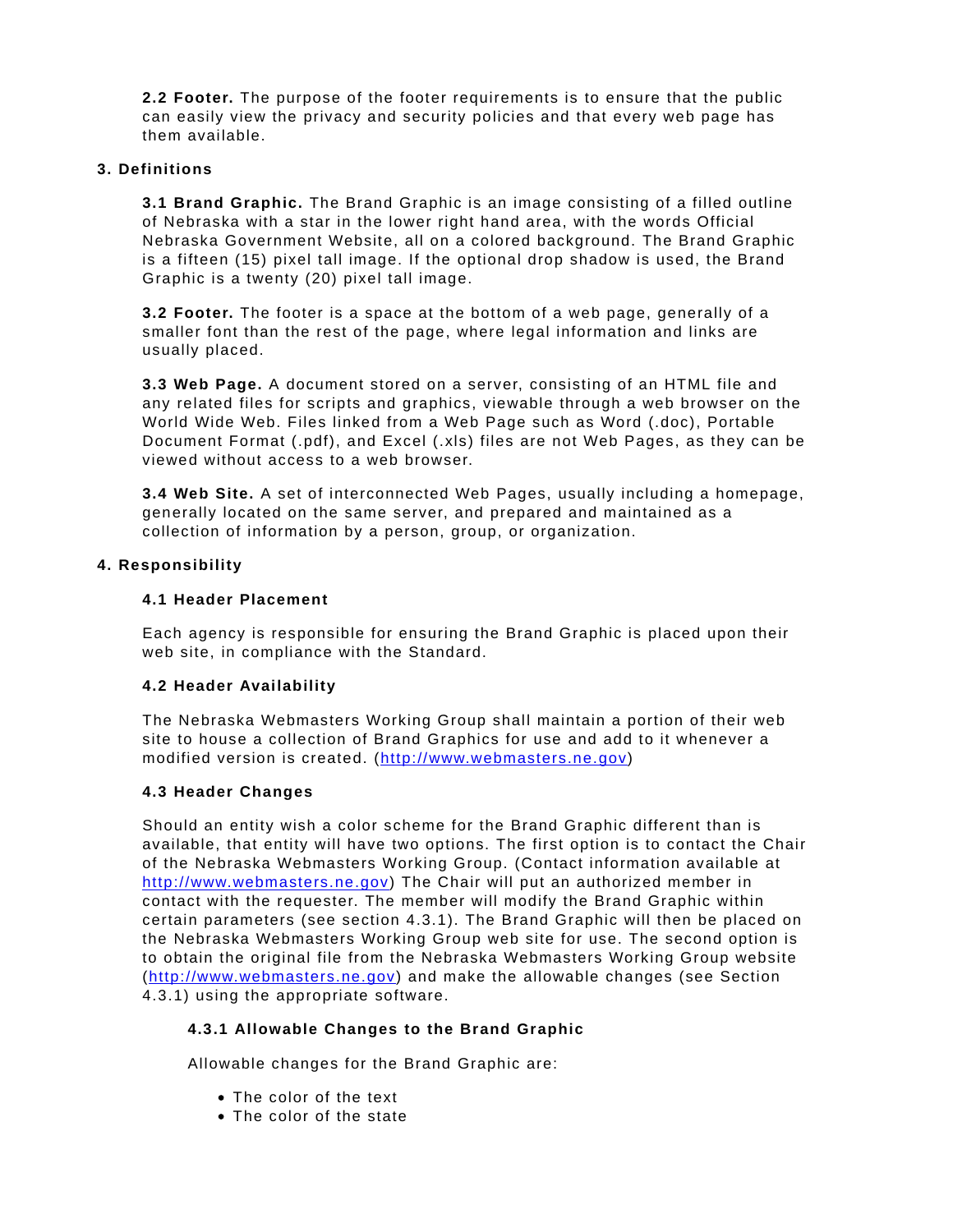**2.2 Footer.** The purpose of the footer requirements is to ensure that the public can easily view the privacy and security policies and that every web page has them available.

## 3. Definitions

**3.1 Brand Graphic.** The Brand Graphic is an image consisting of a filled outline of Nebraska with a star in the lower right hand area, with the words Official Nebraska Government Website, all on a colored background. The Brand Graphic is a fifteen (15) pixel tall image. If the optional drop shadow is used, the Brand Graphic is a twenty (20) pixel tall image.

**3.2 Footer.** The footer is a space at the bottom of a web page, generally of a smaller font than the rest of the page, where legal information and links are usually placed.

**3.3 Web Page.** A document stored on a server, consisting of an HTML file and any related files for scripts and graphics, viewable through a web browser on the World Wide Web. Files linked from a Web Page such as Word (.doc), Portable Document Format (.pdf), and Excel (.xls) files are not Web Pages, as they can be viewed without access to a web browser.

**3.4 Web Site.** A set of interconnected Web Pages, usually including a homepage, generally located on the same server, and prepared and maintained as a collection of information by a person, group, or organization.

## 4. Responsibility

### 4.1 Header Placement

Each agency is responsible for ensuring the Brand Graphic is placed upon their web site, in compliance with the Standard.

### 4.2 Header Availability

The Nebraska Webmasters Working Group shall maintain a portion of their web site to house a collection of Brand Graphics for use and add to it whenever a modified version is created. (http://www.webmasters.ne.gov)

### 4.3 Header Changes

Should an entity wish a color scheme for the Brand Graphic different than is available, that entity will have two options. The first option is to contact the Chair of the Nebraska Webmasters Working Group. (Contact information available at http://www.webmasters.ne.gov) The Chair will put an authorized member in contact with the requester. The member will modify the Brand Graphic within certain parameters (see section 4.3.1). The Brand Graphic will then be placed on the Nebraska Webmasters Working Group web site for use. The second option is to obtain the original file from the Nebraska Webmasters Working Group website (http://www.webmasters.ne.gov) and make the allowable changes (see Section 4.3.1) using the appropriate software.

#### 4.3.1 Allowable Changes to the Brand Graphic

Allowable changes for the Brand Graphic are:

- The color of the text
- The color of the state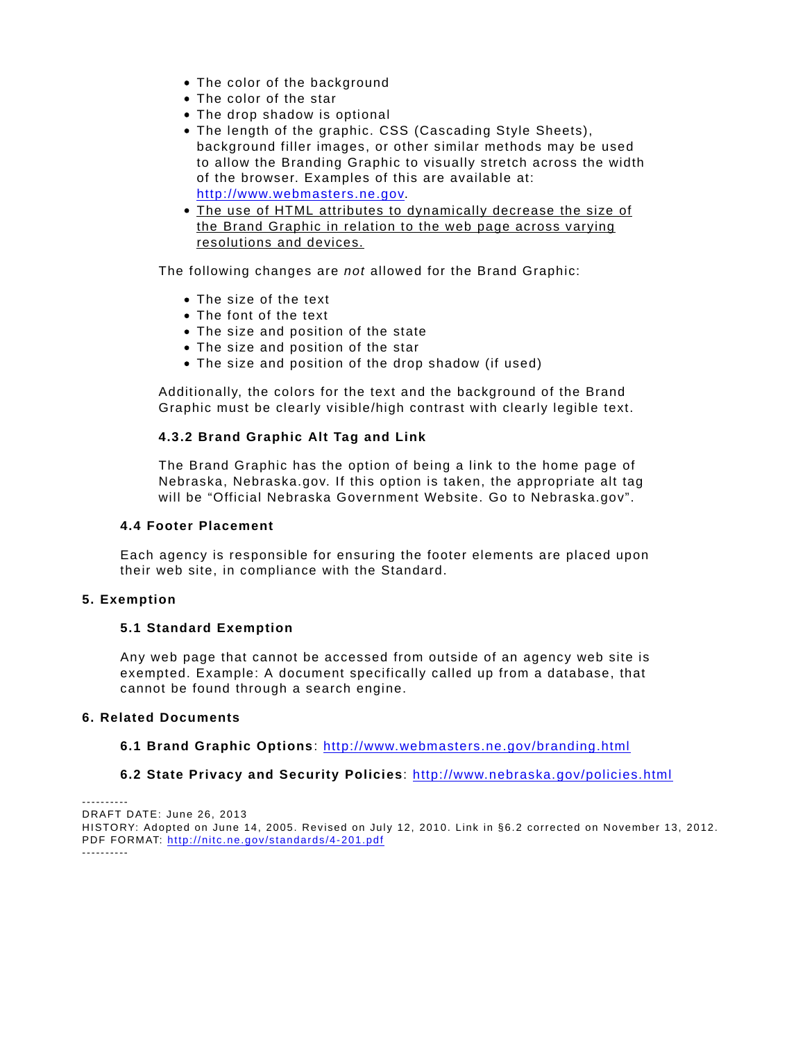- The color of the background
- The color of the star
- The drop shadow is optional
- The length of the graphic. CSS (Cascading Style Sheets), background filler images, or other similar methods may be used to allow the Branding Graphic to visually stretch across the width of the browser. Examples of this are available at: http://www.webmasters.ne.gov.
- The use of HTML attributes to dynamically decrease the size of the Brand Graphic in relation to the web page across varying resolutions and devices.

The following changes are *not* allowed for the Brand Graphic:

- The size of the text
- The font of the text
- The size and position of the state
- The size and position of the star
- The size and position of the drop shadow (if used)

Additionally, the colors for the text and the background of the Brand Graphic must be clearly visible/high contrast with clearly legible text.

#### 4.3.2 Brand Graphic Alt Tag and Link

The Brand Graphic has the option of being a link to the home page of Nebraska, Nebraska.gov. If this option is taken, the appropriate alt tag will be “Official Nebraska Government Website. Go to Nebraska.gov”.

### 4.4 Footer Placement

Each agency is responsible for ensuring the footer elements are placed upon their web site, in compliance with the Standard.

## 5. Exemption

### 5.1 Standard Exemption

Any web page that cannot be accessed from outside of an agency web site is exempted. Example: A document specifically called up from a database, that cannot be found through a search engine.

## 6. Related Documents

**6.1 Brand Graphic Options**: http://www.webmasters.ne.gov/branding.html

**6.2 State Privacy and Security Policies**: http://www.nebraska.gov/policies.html

----------

DRAFT DATE: June 26, 2013
HISTORY: Adopted on June 14, 2005. Revised on July 12, 2010. Link in §6.2 corrected on November 13, 2012.
PDF FORMAT: http://nitc.ne.gov/standards/4-201.pdf

----------